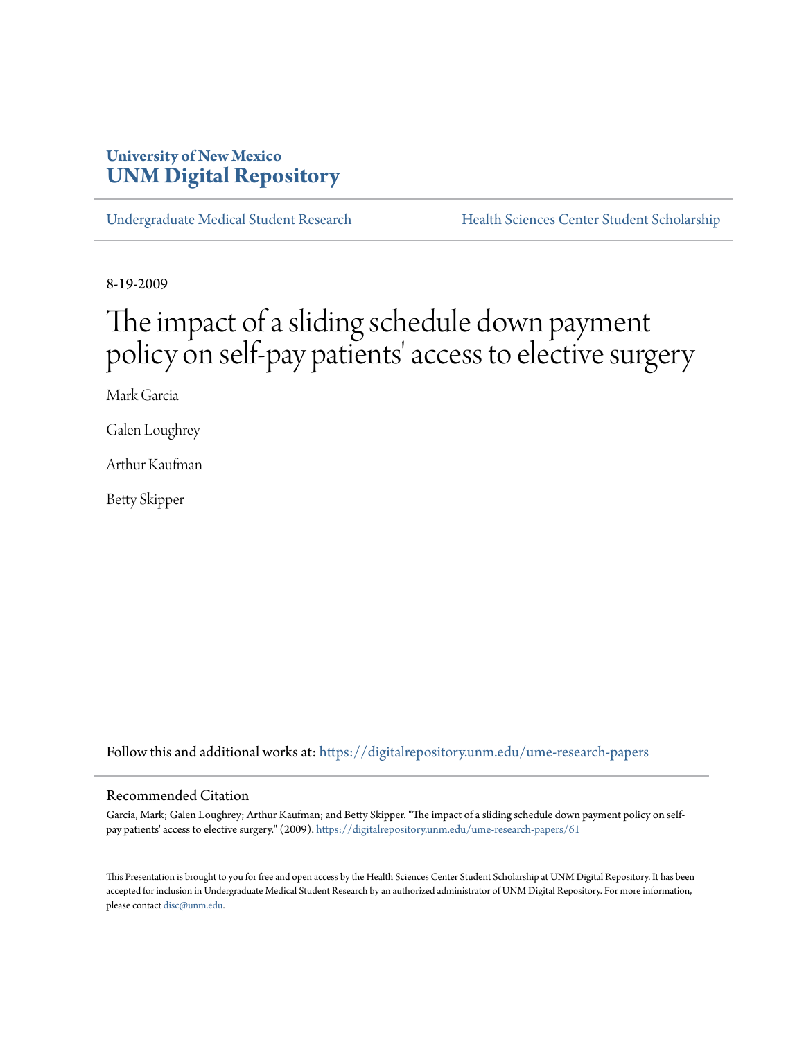University of New Mexico
**UNM Digital Repository**

Undergraduate Medical Student Research | Health Sciences Center Student Scholarship

8-19-2009

# The impact of a sliding schedule down payment policy on self-pay patients' access to elective surgery

Mark Garcia

Galen Loughrey

Arthur Kaufman

Betty Skipper

Follow this and additional works at: https://digitalrepository.unm.edu/ume-research-papers

## Recommended Citation

Garcia, Mark; Galen Loughrey; Arthur Kaufman; and Betty Skipper. "The impact of a sliding schedule down payment policy on self-pay patients' access to elective surgery." (2009). https://digitalrepository.unm.edu/ume-research-papers/61

This Presentation is brought to you for free and open access by the Health Sciences Center Student Scholarship at UNM Digital Repository. It has been accepted for inclusion in Undergraduate Medical Student Research by an authorized administrator of UNM Digital Repository. For more information, please contact disc@unm.edu.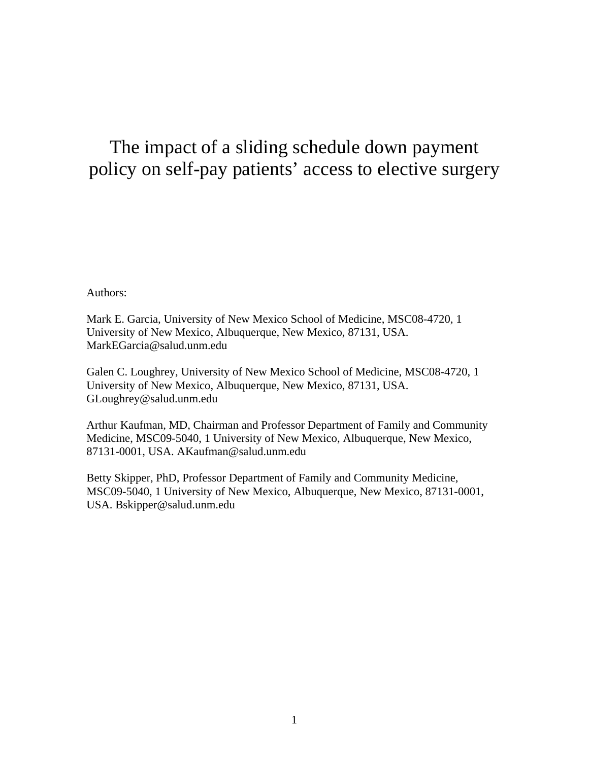# The impact of a sliding schedule down payment policy on self-pay patients' access to elective surgery

Authors:

Mark E. Garcia, University of New Mexico School of Medicine, MSC08-4720, 1 University of New Mexico, Albuquerque, New Mexico, 87131, USA. MarkEGarcia@salud.unm.edu

Galen C. Loughrey, University of New Mexico School of Medicine, MSC08-4720, 1 University of New Mexico, Albuquerque, New Mexico, 87131, USA. GLoughrey@salud.unm.edu

Arthur Kaufman, MD, Chairman and Professor Department of Family and Community Medicine, MSC09-5040, 1 University of New Mexico, Albuquerque, New Mexico, 87131-0001, USA. AKaufman@salud.unm.edu

Betty Skipper, PhD, Professor Department of Family and Community Medicine, MSC09-5040, 1 University of New Mexico, Albuquerque, New Mexico, 87131-0001, USA. Bskipper@salud.unm.edu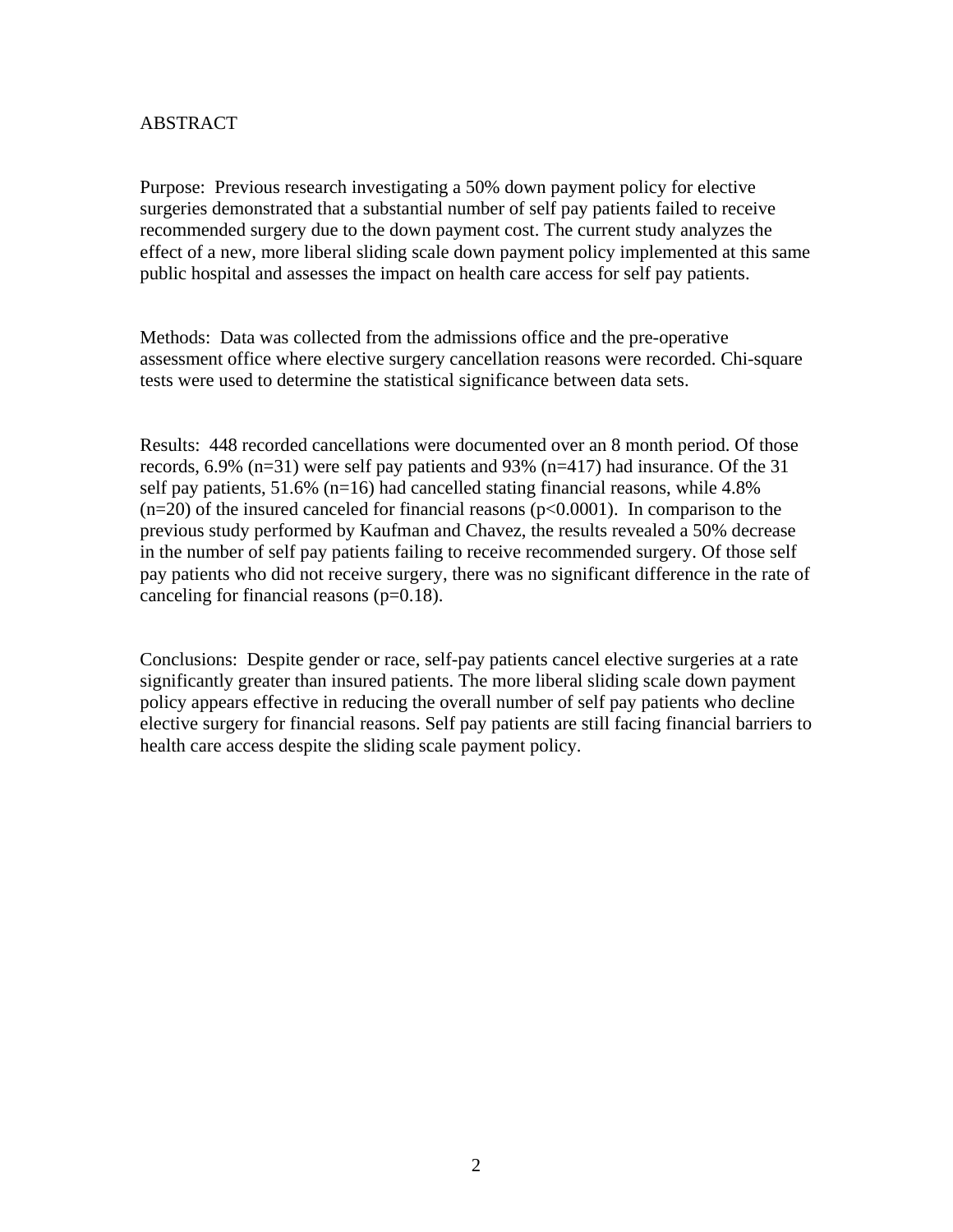# ABSTRACT

Purpose: Previous research investigating a 50% down payment policy for elective surgeries demonstrated that a substantial number of self pay patients failed to receive recommended surgery due to the down payment cost. The current study analyzes the effect of a new, more liberal sliding scale down payment policy implemented at this same public hospital and assesses the impact on health care access for self pay patients.

Methods: Data was collected from the admissions office and the pre-operative assessment office where elective surgery cancellation reasons were recorded. Chi-square tests were used to determine the statistical significance between data sets.

Results: 448 recorded cancellations were documented over an 8 month period. Of those records, 6.9% (n=31) were self pay patients and 93% (n=417) had insurance. Of the 31 self pay patients, 51.6% (n=16) had cancelled stating financial reasons, while 4.8% (n=20) of the insured canceled for financial reasons ($p<0.0001$). In comparison to the previous study performed by Kaufman and Chavez, the results revealed a 50% decrease in the number of self pay patients failing to receive recommended surgery. Of those self pay patients who did not receive surgery, there was no significant difference in the rate of canceling for financial reasons ($p=0.18$).

Conclusions: Despite gender or race, self-pay patients cancel elective surgeries at a rate significantly greater than insured patients. The more liberal sliding scale down payment policy appears effective in reducing the overall number of self pay patients who decline elective surgery for financial reasons. Self pay patients are still facing financial barriers to health care access despite the sliding scale payment policy.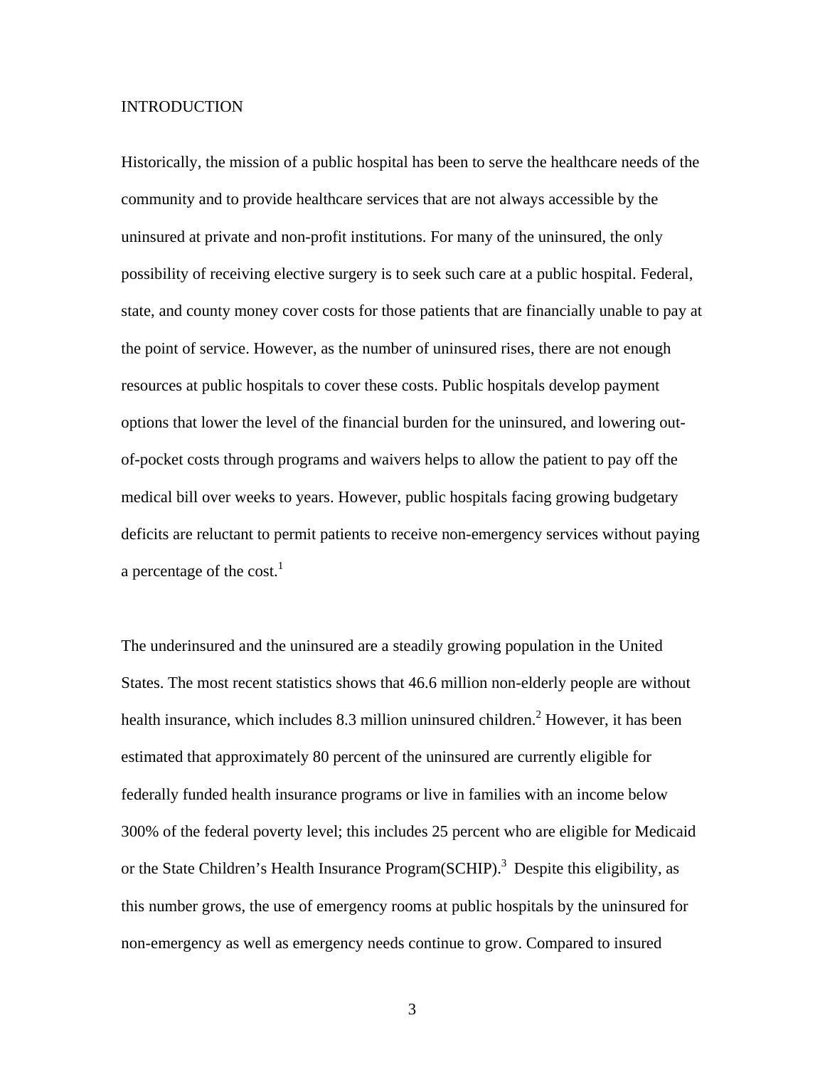## INTRODUCTION

Historically, the mission of a public hospital has been to serve the healthcare needs of the community and to provide healthcare services that are not always accessible by the uninsured at private and non-profit institutions. For many of the uninsured, the only possibility of receiving elective surgery is to seek such care at a public hospital. Federal, state, and county money cover costs for those patients that are financially unable to pay at the point of service. However, as the number of uninsured rises, there are not enough resources at public hospitals to cover these costs. Public hospitals develop payment options that lower the level of the financial burden for the uninsured, and lowering out-of-pocket costs through programs and waivers helps to allow the patient to pay off the medical bill over weeks to years. However, public hospitals facing growing budgetary deficits are reluctant to permit patients to receive non-emergency services without paying a percentage of the cost.[1]

The underinsured and the uninsured are a steadily growing population in the United States. The most recent statistics shows that 46.6 million non-elderly people are without health insurance, which includes 8.3 million uninsured children.[2] However, it has been estimated that approximately 80 percent of the uninsured are currently eligible for federally funded health insurance programs or live in families with an income below 300% of the federal poverty level; this includes 25 percent who are eligible for Medicaid or the State Children's Health Insurance Program(SCHIP).[3] Despite this eligibility, as this number grows, the use of emergency rooms at public hospitals by the uninsured for non-emergency as well as emergency needs continue to grow. Compared to insured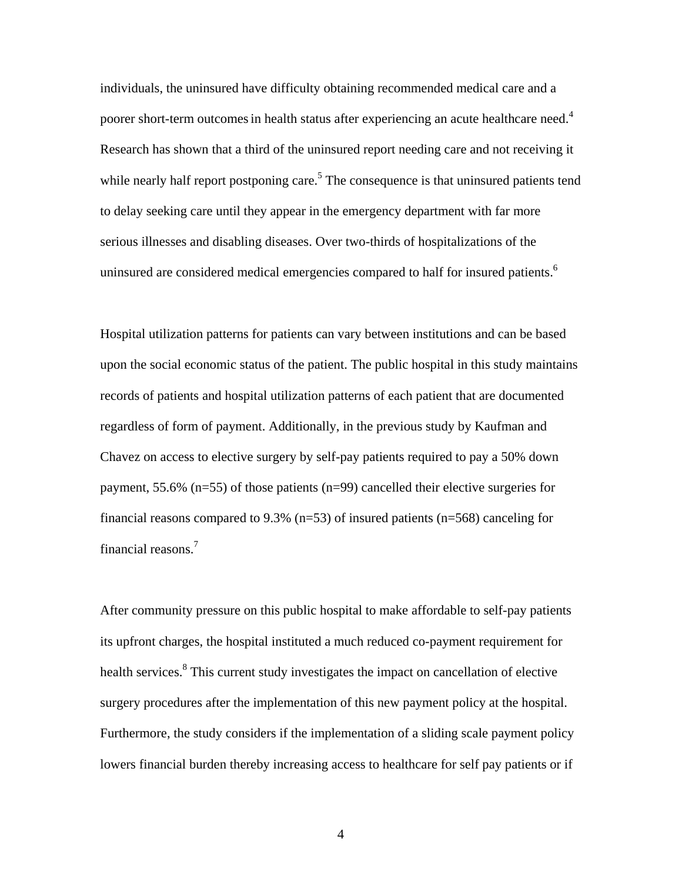individuals, the uninsured have difficulty obtaining recommended medical care and a poorer short-term outcomes in health status after experiencing an acute healthcare need.[4] Research has shown that a third of the uninsured report needing care and not receiving it while nearly half report postponing care.[5] The consequence is that uninsured patients tend to delay seeking care until they appear in the emergency department with far more serious illnesses and disabling diseases. Over two-thirds of hospitalizations of the uninsured are considered medical emergencies compared to half for insured patients.[6]

Hospital utilization patterns for patients can vary between institutions and can be based upon the social economic status of the patient. The public hospital in this study maintains records of patients and hospital utilization patterns of each patient that are documented regardless of form of payment. Additionally, in the previous study by Kaufman and Chavez on access to elective surgery by self-pay patients required to pay a 50% down payment, 55.6% (n=55) of those patients (n=99) cancelled their elective surgeries for financial reasons compared to 9.3% (n=53) of insured patients (n=568) canceling for financial reasons.[7]

After community pressure on this public hospital to make affordable to self-pay patients its upfront charges, the hospital instituted a much reduced co-payment requirement for health services.[8] This current study investigates the impact on cancellation of elective surgery procedures after the implementation of this new payment policy at the hospital. Furthermore, the study considers if the implementation of a sliding scale payment policy lowers financial burden thereby increasing access to healthcare for self pay patients or if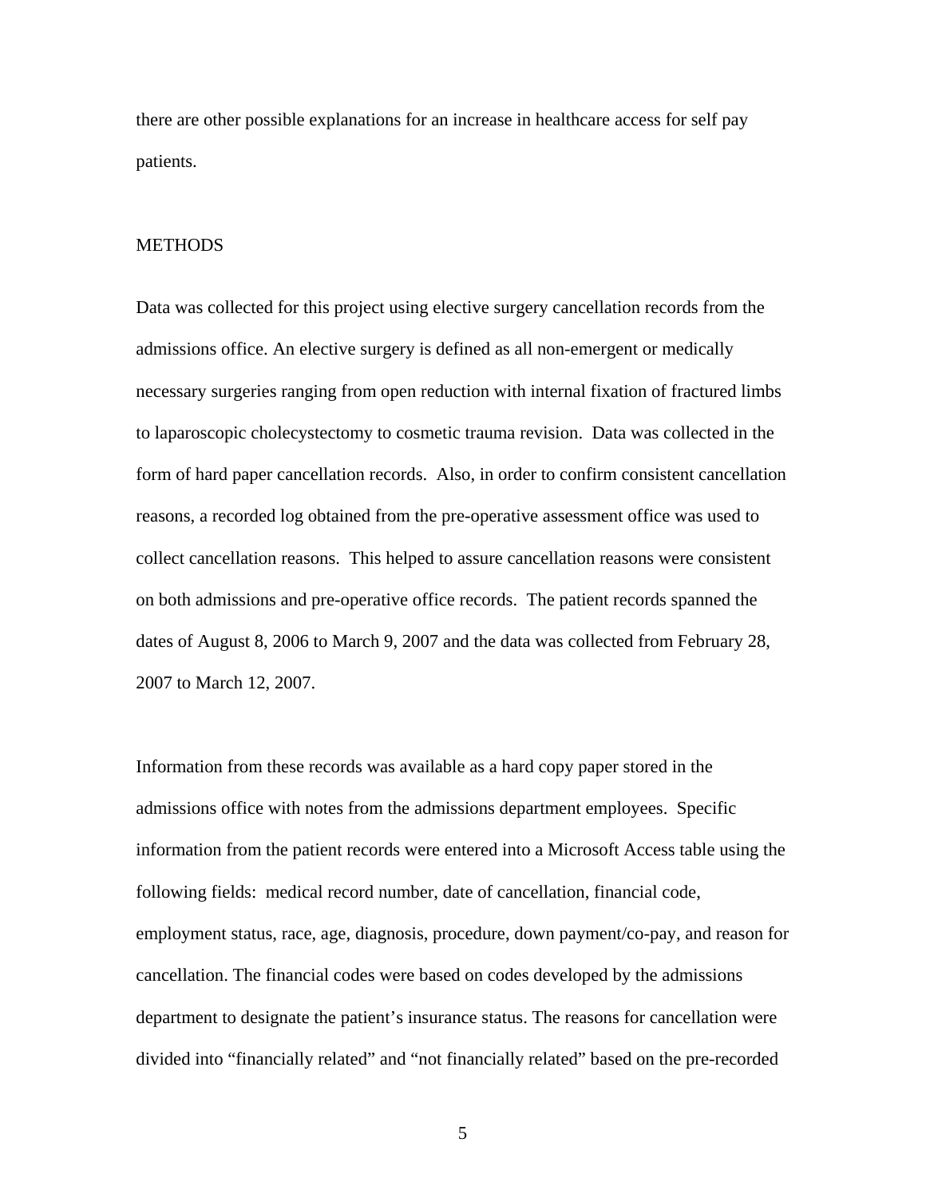there are other possible explanations for an increase in healthcare access for self pay patients.

## METHODS

Data was collected for this project using elective surgery cancellation records from the admissions office. An elective surgery is defined as all non-emergent or medically necessary surgeries ranging from open reduction with internal fixation of fractured limbs to laparoscopic cholecystectomy to cosmetic trauma revision. Data was collected in the form of hard paper cancellation records. Also, in order to confirm consistent cancellation reasons, a recorded log obtained from the pre-operative assessment office was used to collect cancellation reasons. This helped to assure cancellation reasons were consistent on both admissions and pre-operative office records. The patient records spanned the dates of August 8, 2006 to March 9, 2007 and the data was collected from February 28, 2007 to March 12, 2007.

Information from these records was available as a hard copy paper stored in the admissions office with notes from the admissions department employees. Specific information from the patient records were entered into a Microsoft Access table using the following fields: medical record number, date of cancellation, financial code, employment status, race, age, diagnosis, procedure, down payment/co-pay, and reason for cancellation. The financial codes were based on codes developed by the admissions department to designate the patient's insurance status. The reasons for cancellation were divided into "financially related" and "not financially related" based on the pre-recorded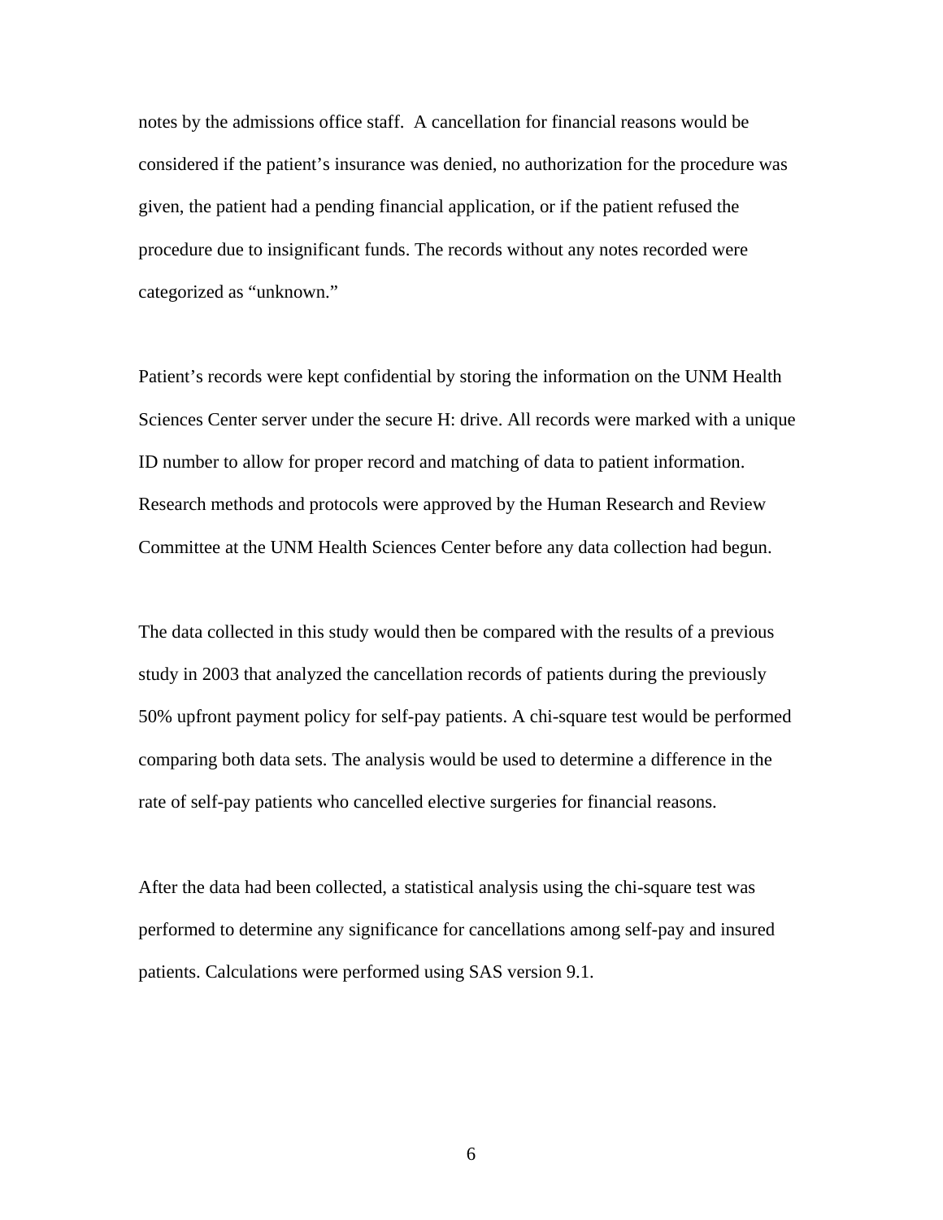notes by the admissions office staff.  A cancellation for financial reasons would be considered if the patient's insurance was denied, no authorization for the procedure was given, the patient had a pending financial application, or if the patient refused the procedure due to insignificant funds. The records without any notes recorded were categorized as "unknown."

Patient's records were kept confidential by storing the information on the UNM Health Sciences Center server under the secure H: drive. All records were marked with a unique ID number to allow for proper record and matching of data to patient information. Research methods and protocols were approved by the Human Research and Review Committee at the UNM Health Sciences Center before any data collection had begun.

The data collected in this study would then be compared with the results of a previous study in 2003 that analyzed the cancellation records of patients during the previously 50% upfront payment policy for self-pay patients. A chi-square test would be performed comparing both data sets. The analysis would be used to determine a difference in the rate of self-pay patients who cancelled elective surgeries for financial reasons.

After the data had been collected, a statistical analysis using the chi-square test was performed to determine any significance for cancellations among self-pay and insured patients. Calculations were performed using SAS version 9.1.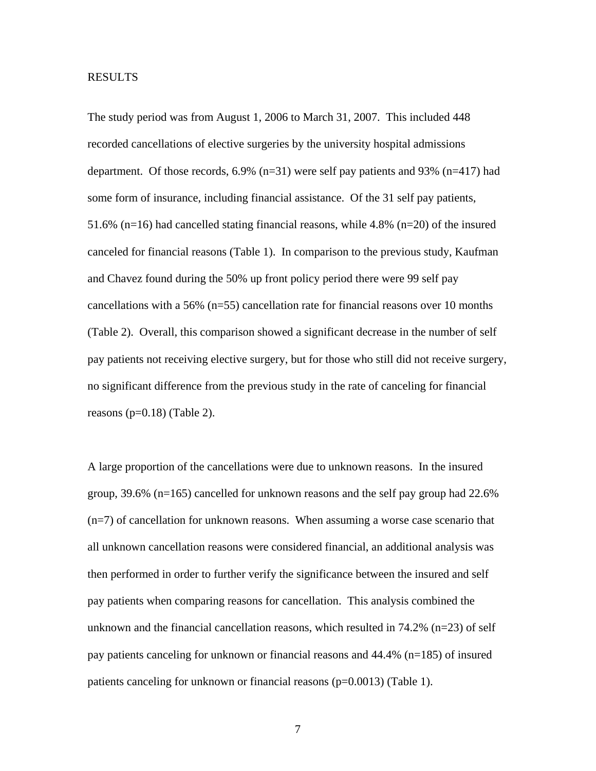RESULTS

The study period was from August 1, 2006 to March 31, 2007. This included 448 recorded cancellations of elective surgeries by the university hospital admissions department. Of those records, 6.9% (n=31) were self pay patients and 93% (n=417) had some form of insurance, including financial assistance. Of the 31 self pay patients, 51.6% (n=16) had cancelled stating financial reasons, while 4.8% (n=20) of the insured canceled for financial reasons (Table 1). In comparison to the previous study, Kaufman and Chavez found during the 50% up front policy period there were 99 self pay cancellations with a 56% (n=55) cancellation rate for financial reasons over 10 months (Table 2). Overall, this comparison showed a significant decrease in the number of self pay patients not receiving elective surgery, but for those who still did not receive surgery, no significant difference from the previous study in the rate of canceling for financial reasons (p=0.18) (Table 2).

A large proportion of the cancellations were due to unknown reasons. In the insured group, 39.6% (n=165) cancelled for unknown reasons and the self pay group had 22.6% (n=7) of cancellation for unknown reasons. When assuming a worse case scenario that all unknown cancellation reasons were considered financial, an additional analysis was then performed in order to further verify the significance between the insured and self pay patients when comparing reasons for cancellation. This analysis combined the unknown and the financial cancellation reasons, which resulted in 74.2% (n=23) of self pay patients canceling for unknown or financial reasons and 44.4% (n=185) of insured patients canceling for unknown or financial reasons (p=0.0013) (Table 1).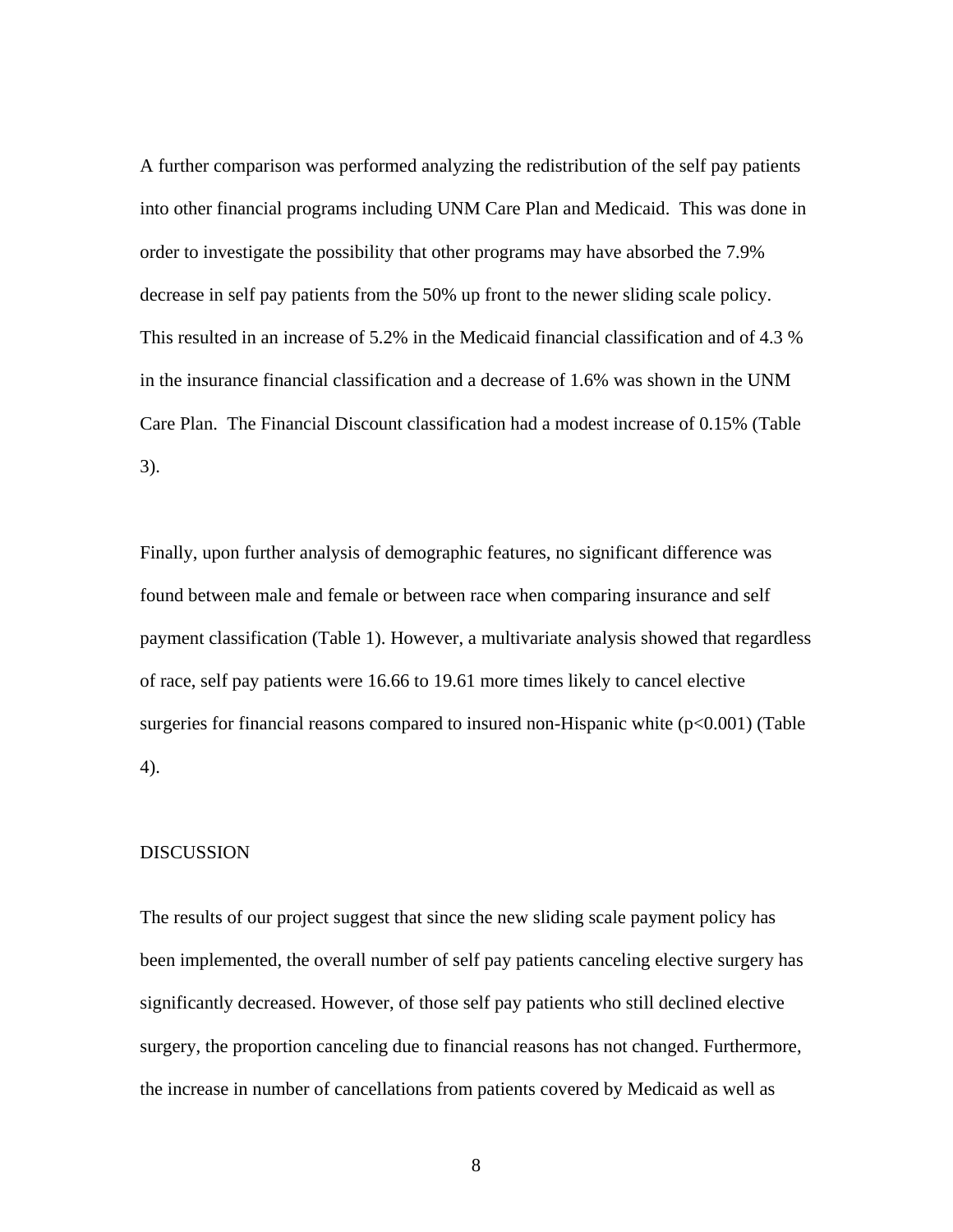A further comparison was performed analyzing the redistribution of the self pay patients into other financial programs including UNM Care Plan and Medicaid. This was done in order to investigate the possibility that other programs may have absorbed the 7.9% decrease in self pay patients from the 50% up front to the newer sliding scale policy. This resulted in an increase of 5.2% in the Medicaid financial classification and of 4.3 % in the insurance financial classification and a decrease of 1.6% was shown in the UNM Care Plan. The Financial Discount classification had a modest increase of 0.15% (Table 3).

Finally, upon further analysis of demographic features, no significant difference was found between male and female or between race when comparing insurance and self payment classification (Table 1). However, a multivariate analysis showed that regardless of race, self pay patients were 16.66 to 19.61 more times likely to cancel elective surgeries for financial reasons compared to insured non-Hispanic white ($p<0.001$) (Table 4).

## DISCUSSION

The results of our project suggest that since the new sliding scale payment policy has been implemented, the overall number of self pay patients canceling elective surgery has significantly decreased. However, of those self pay patients who still declined elective surgery, the proportion canceling due to financial reasons has not changed. Furthermore, the increase in number of cancellations from patients covered by Medicaid as well as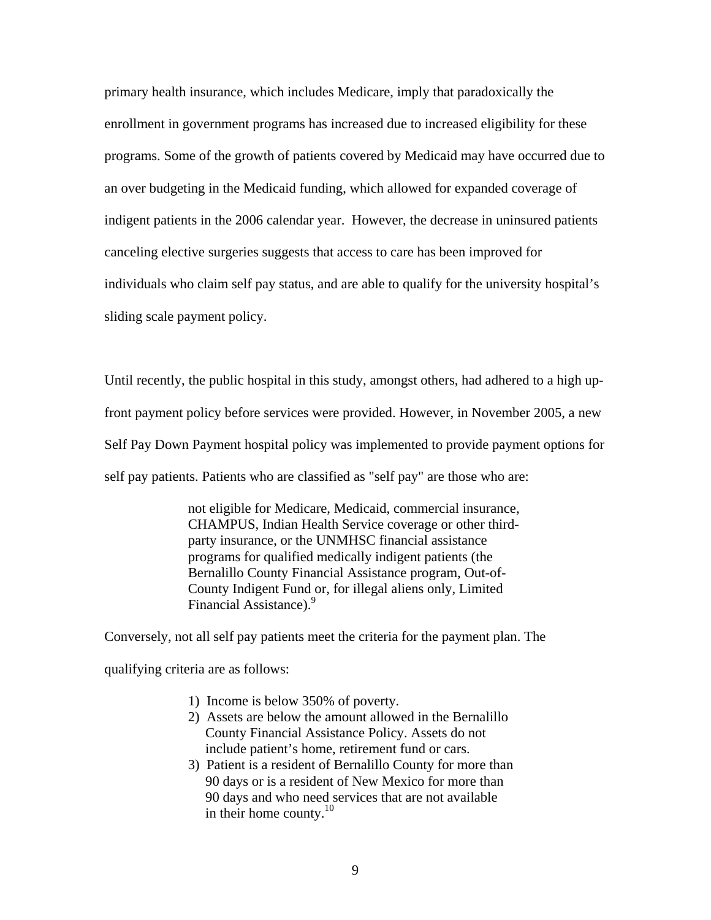primary health insurance, which includes Medicare, imply that paradoxically the enrollment in government programs has increased due to increased eligibility for these programs. Some of the growth of patients covered by Medicaid may have occurred due to an over budgeting in the Medicaid funding, which allowed for expanded coverage of indigent patients in the 2006 calendar year. However, the decrease in uninsured patients canceling elective surgeries suggests that access to care has been improved for individuals who claim self pay status, and are able to qualify for the university hospital's sliding scale payment policy.

Until recently, the public hospital in this study, amongst others, had adhered to a high up-front payment policy before services were provided. However, in November 2005, a new Self Pay Down Payment hospital policy was implemented to provide payment options for self pay patients. Patients who are classified as "self pay" are those who are:

> not eligible for Medicare, Medicaid, commercial insurance, CHAMPUS, Indian Health Service coverage or other third-party insurance, or the UNMHSC financial assistance programs for qualified medically indigent patients (the Bernalillo County Financial Assistance program, Out-of-County Indigent Fund or, for illegal aliens only, Limited Financial Assistance).[9]

Conversely, not all self pay patients meet the criteria for the payment plan. The qualifying criteria are as follows:

1) Income is below 350% of poverty.
2) Assets are below the amount allowed in the Bernalillo County Financial Assistance Policy. Assets do not include patient's home, retirement fund or cars.
3) Patient is a resident of Bernalillo County for more than 90 days or is a resident of New Mexico for more than 90 days and who need services that are not available in their home county.[10]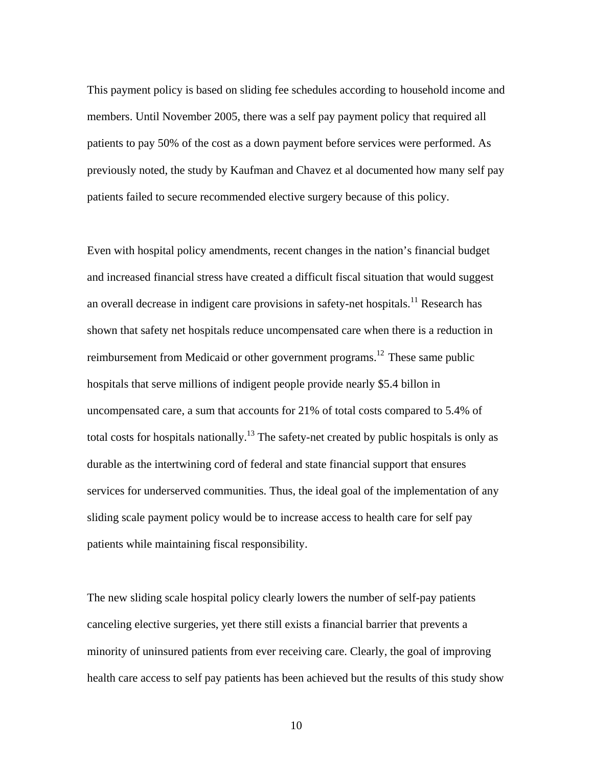This payment policy is based on sliding fee schedules according to household income and members. Until November 2005, there was a self pay payment policy that required all patients to pay 50% of the cost as a down payment before services were performed. As previously noted, the study by Kaufman and Chavez et al documented how many self pay patients failed to secure recommended elective surgery because of this policy.

Even with hospital policy amendments, recent changes in the nation's financial budget and increased financial stress have created a difficult fiscal situation that would suggest an overall decrease in indigent care provisions in safety-net hospitals.[11] Research has shown that safety net hospitals reduce uncompensated care when there is a reduction in reimbursement from Medicaid or other government programs.[12] These same public hospitals that serve millions of indigent people provide nearly $5.4 billon in uncompensated care, a sum that accounts for 21% of total costs compared to 5.4% of total costs for hospitals nationally.[13] The safety-net created by public hospitals is only as durable as the intertwining cord of federal and state financial support that ensures services for underserved communities. Thus, the ideal goal of the implementation of any sliding scale payment policy would be to increase access to health care for self pay patients while maintaining fiscal responsibility.

The new sliding scale hospital policy clearly lowers the number of self-pay patients canceling elective surgeries, yet there still exists a financial barrier that prevents a minority of uninsured patients from ever receiving care. Clearly, the goal of improving health care access to self pay patients has been achieved but the results of this study show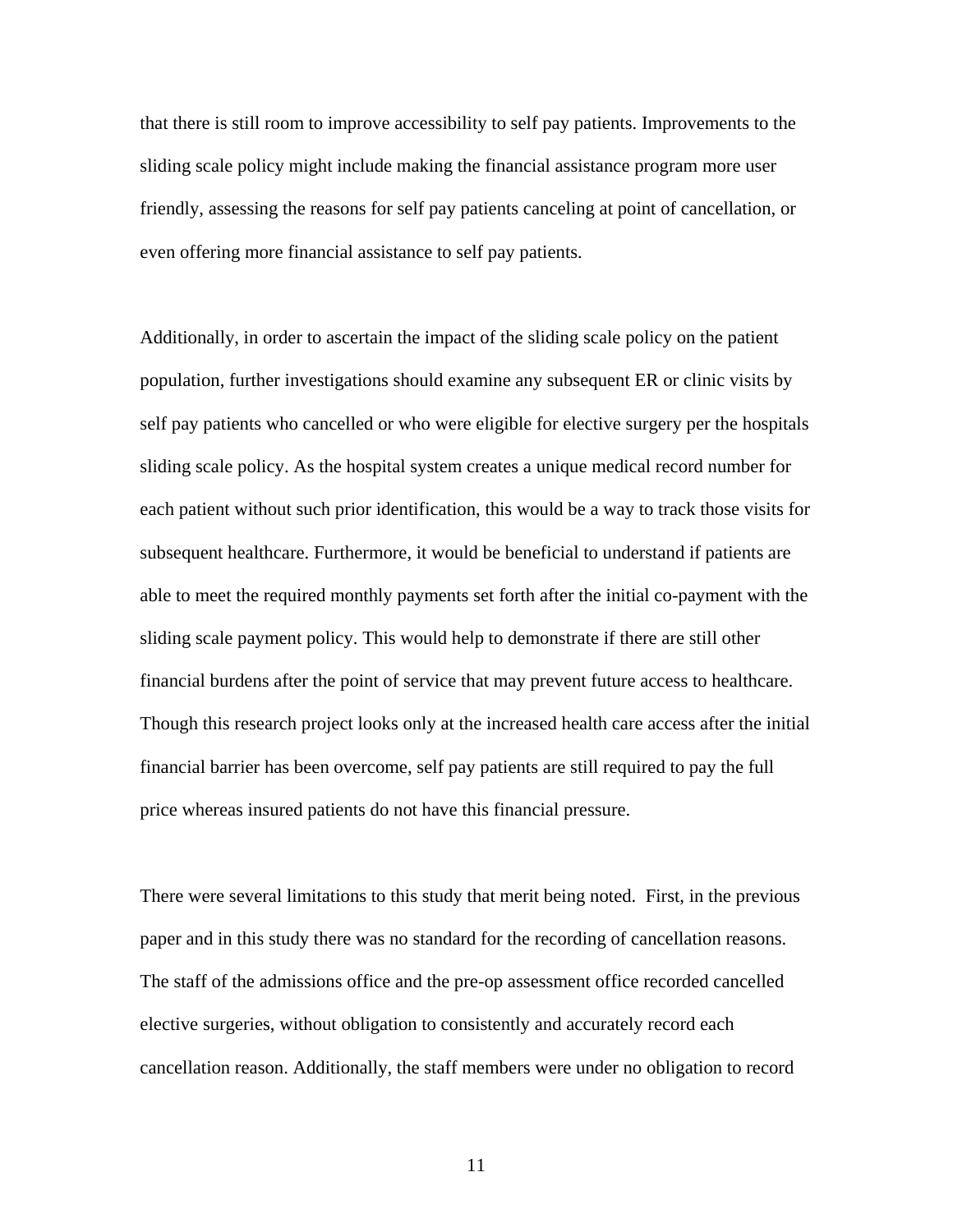that there is still room to improve accessibility to self pay patients. Improvements to the sliding scale policy might include making the financial assistance program more user friendly, assessing the reasons for self pay patients canceling at point of cancellation, or even offering more financial assistance to self pay patients.

Additionally, in order to ascertain the impact of the sliding scale policy on the patient population, further investigations should examine any subsequent ER or clinic visits by self pay patients who cancelled or who were eligible for elective surgery per the hospitals sliding scale policy. As the hospital system creates a unique medical record number for each patient without such prior identification, this would be a way to track those visits for subsequent healthcare. Furthermore, it would be beneficial to understand if patients are able to meet the required monthly payments set forth after the initial co-payment with the sliding scale payment policy. This would help to demonstrate if there are still other financial burdens after the point of service that may prevent future access to healthcare. Though this research project looks only at the increased health care access after the initial financial barrier has been overcome, self pay patients are still required to pay the full price whereas insured patients do not have this financial pressure.

There were several limitations to this study that merit being noted. First, in the previous paper and in this study there was no standard for the recording of cancellation reasons. The staff of the admissions office and the pre-op assessment office recorded cancelled elective surgeries, without obligation to consistently and accurately record each cancellation reason. Additionally, the staff members were under no obligation to record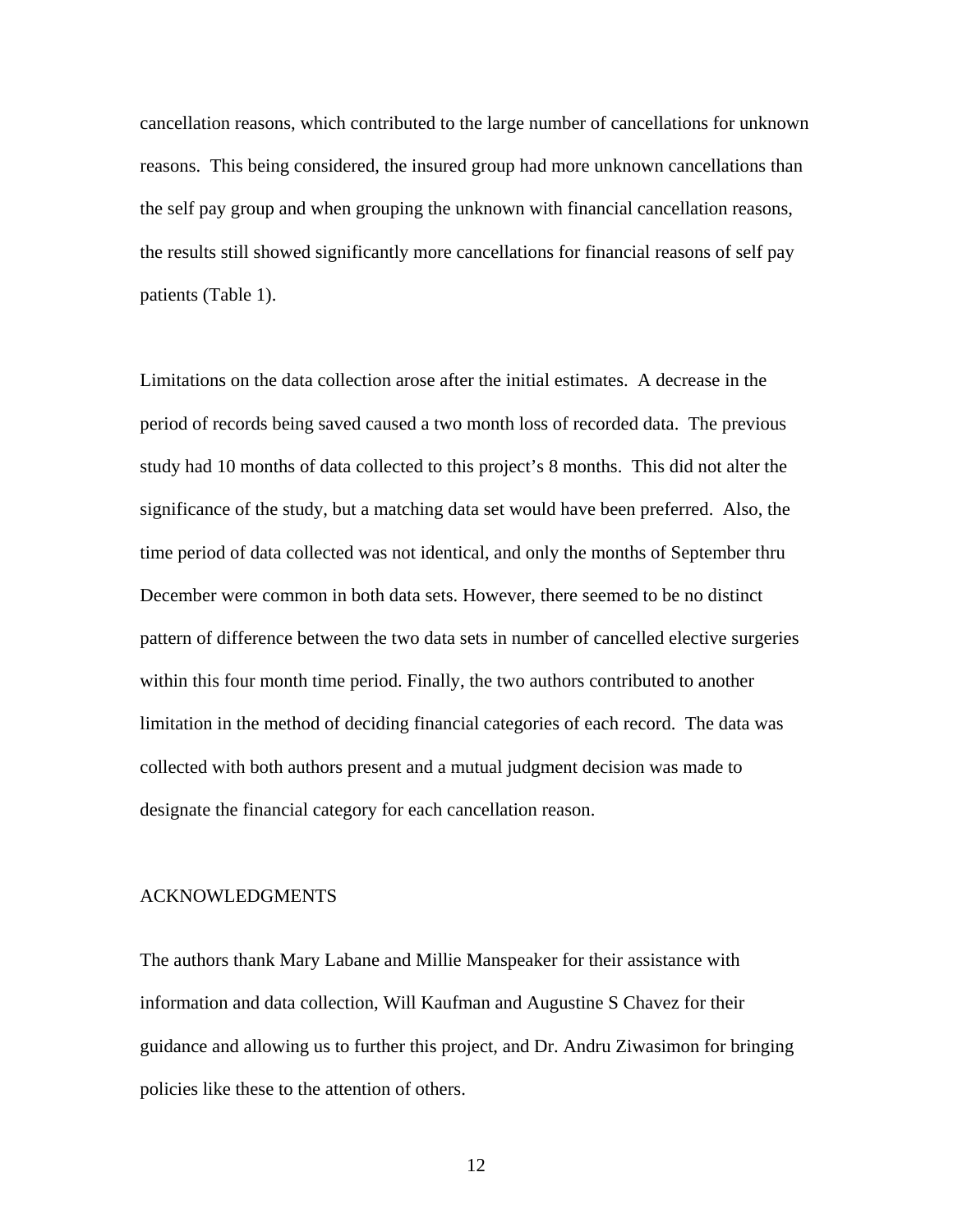cancellation reasons, which contributed to the large number of cancellations for unknown reasons. This being considered, the insured group had more unknown cancellations than the self pay group and when grouping the unknown with financial cancellation reasons, the results still showed significantly more cancellations for financial reasons of self pay patients (Table 1).

Limitations on the data collection arose after the initial estimates. A decrease in the period of records being saved caused a two month loss of recorded data. The previous study had 10 months of data collected to this project's 8 months. This did not alter the significance of the study, but a matching data set would have been preferred. Also, the time period of data collected was not identical, and only the months of September thru December were common in both data sets. However, there seemed to be no distinct pattern of difference between the two data sets in number of cancelled elective surgeries within this four month time period. Finally, the two authors contributed to another limitation in the method of deciding financial categories of each record. The data was collected with both authors present and a mutual judgment decision was made to designate the financial category for each cancellation reason.

## ACKNOWLEDGMENTS

The authors thank Mary Labane and Millie Manspeaker for their assistance with information and data collection, Will Kaufman and Augustine S Chavez for their guidance and allowing us to further this project, and Dr. Andru Ziwasimon for bringing policies like these to the attention of others.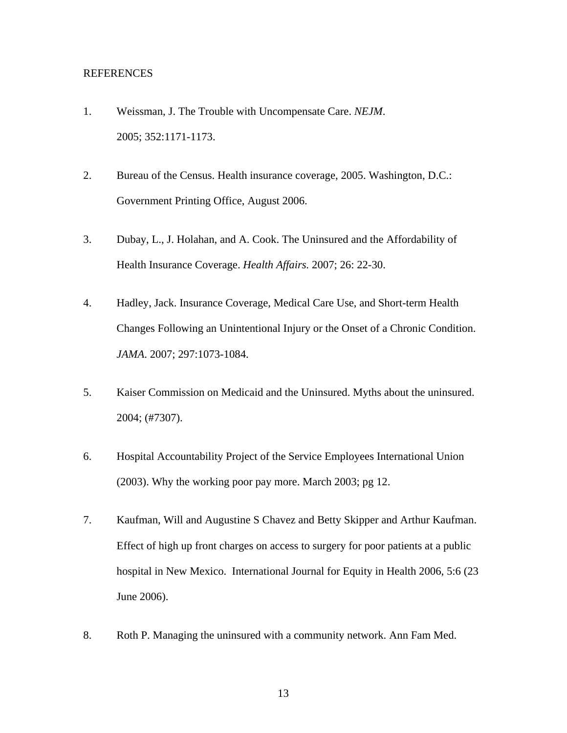REFERENCES

1. Weissman, J. The Trouble with Uncompensate Care. *NEJM*. 2005; 352:1171-1173.

2. Bureau of the Census. Health insurance coverage, 2005. Washington, D.C.: Government Printing Office, August 2006.

3. Dubay, L., J. Holahan, and A. Cook. The Uninsured and the Affordability of Health Insurance Coverage. *Health Affairs.* 2007; 26: 22-30.

4. Hadley, Jack. Insurance Coverage, Medical Care Use, and Short-term Health Changes Following an Unintentional Injury or the Onset of a Chronic Condition. *JAMA*. 2007; 297:1073-1084.

5. Kaiser Commission on Medicaid and the Uninsured. Myths about the uninsured. 2004; (#7307).

6. Hospital Accountability Project of the Service Employees International Union (2003). Why the working poor pay more. March 2003; pg 12.

7. Kaufman, Will and Augustine S Chavez and Betty Skipper and Arthur Kaufman. Effect of high up front charges on access to surgery for poor patients at a public hospital in New Mexico. International Journal for Equity in Health 2006, 5:6 (23 June 2006).

8. Roth P. Managing the uninsured with a community network. Ann Fam Med.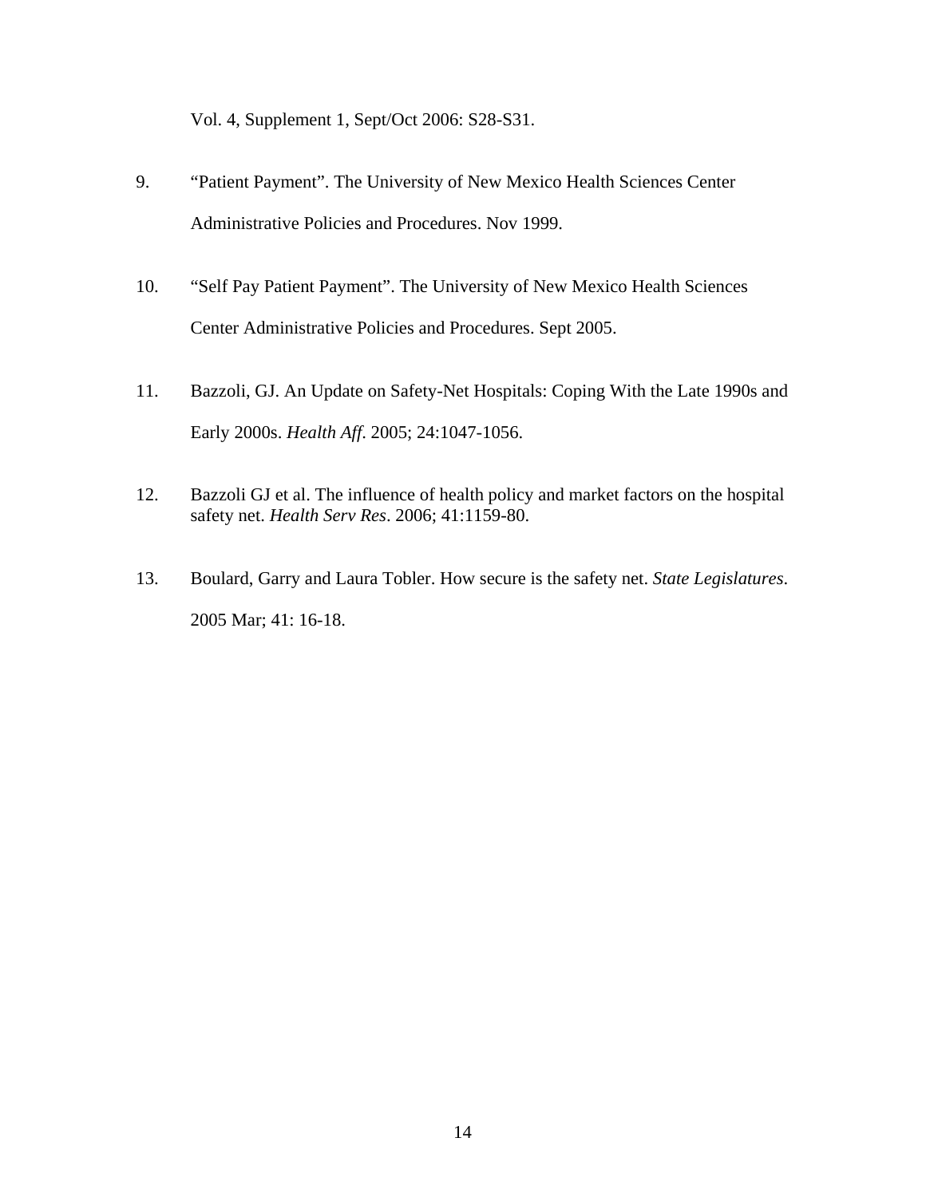Vol. 4, Supplement 1, Sept/Oct 2006: S28-S31.

9. “Patient Payment”. The University of New Mexico Health Sciences Center Administrative Policies and Procedures. Nov 1999.

10. “Self Pay Patient Payment”. The University of New Mexico Health Sciences Center Administrative Policies and Procedures. Sept 2005.

11. Bazzoli, GJ. An Update on Safety-Net Hospitals: Coping With the Late 1990s and Early 2000s. *Health Aff*. 2005; 24:1047-1056.

12. Bazzoli GJ et al. The influence of health policy and market factors on the hospital safety net. *Health Serv Res*. 2006; 41:1159-80.

13. Boulard, Garry and Laura Tobler. How secure is the safety net. *State Legislatures*. 2005 Mar; 41: 16-18.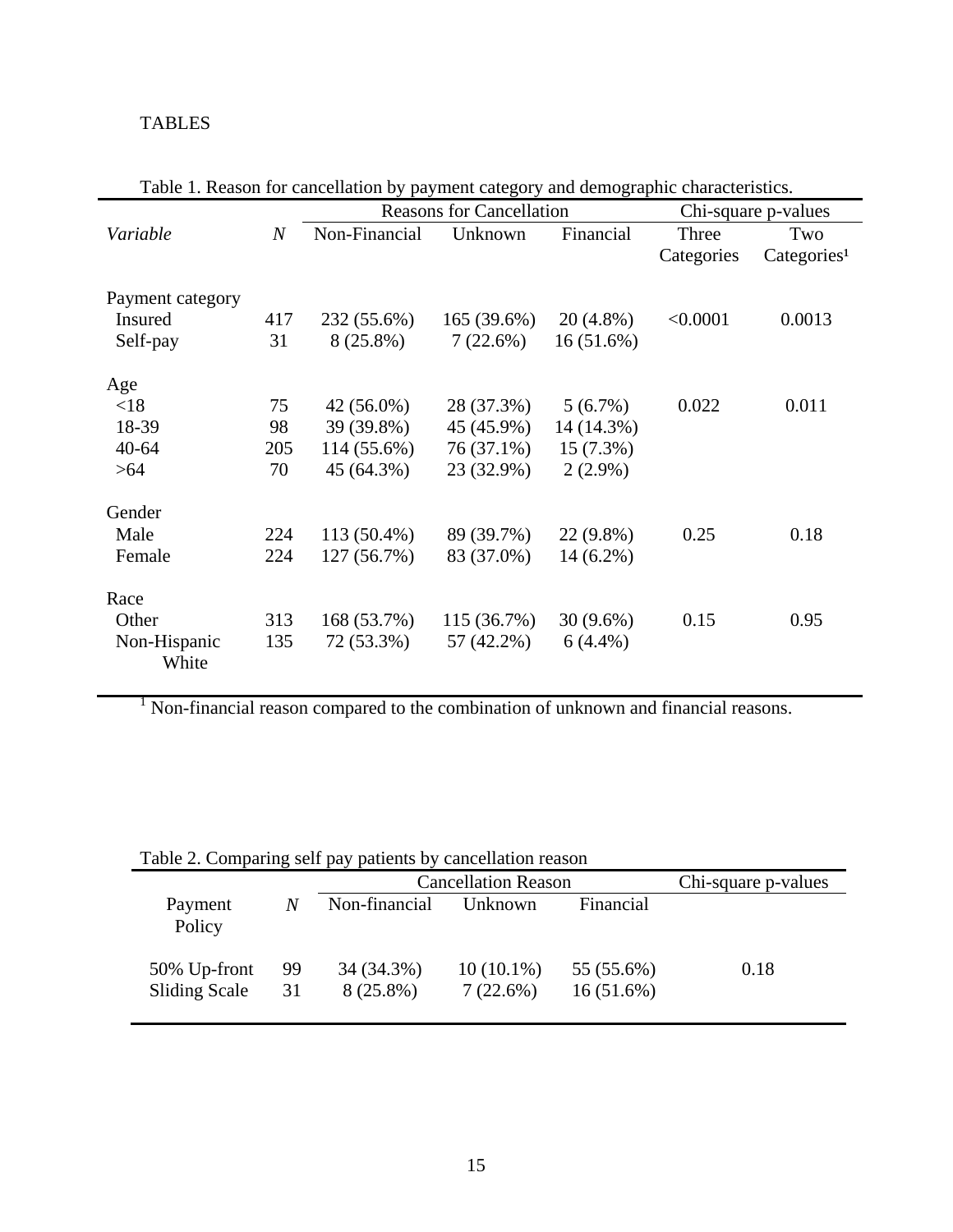TABLES

Table 1. Reason for cancellation by payment category and demographic characteristics.

| *Variable* | *N* | Reasons for Cancellation | | | Chi-square p-values | |
|---|---|---|---|---|---|---|
| | | Non-Financial | Unknown | Financial | Three Categories | Two Categories[1] |
| Payment category | | | | | | |
| Insured | 417 | 232 (55.6%) | 165 (39.6%) | 20 (4.8%) | <0.0001 | 0.0013 |
| Self-pay | 31 | 8 (25.8%) | 7 (22.6%) | 16 (51.6%) | | |
| Age | | | | | | |
| <18 | 75 | 42 (56.0%) | 28 (37.3%) | 5 (6.7%) | 0.022 | 0.011 |
| 18-39 | 98 | 39 (39.8%) | 45 (45.9%) | 14 (14.3%) | | |
| 40-64 | 205 | 114 (55.6%) | 76 (37.1%) | 15 (7.3%) | | |
| >64 | 70 | 45 (64.3%) | 23 (32.9%) | 2 (2.9%) | | |
| Gender | | | | | | |
| Male | 224 | 113 (50.4%) | 89 (39.7%) | 22 (9.8%) | 0.25 | 0.18 |
| Female | 224 | 127 (56.7%) | 83 (37.0%) | 14 (6.2%) | | |
| Race | | | | | | |
| Other | 313 | 168 (53.7%) | 115 (36.7%) | 30 (9.6%) | 0.15 | 0.95 |
| Non-Hispanic White | 135 | 72 (53.3%) | 57 (42.2%) | 6 (4.4%) | | |

[1] Non-financial reason compared to the combination of unknown and financial reasons.

Table 2. Comparing self pay patients by cancellation reason

| Payment Policy | *N* | Cancellation Reason | | | Chi-square p-values |
|---|---|---|---|---|---|
| | | Non-financial | Unknown | Financial | |
| 50% Up-front | 99 | 34 (34.3%) | 10 (10.1%) | 55 (55.6%) | 0.18 |
| Sliding Scale | 31 | 8 (25.8%) | 7 (22.6%) | 16 (51.6%) | |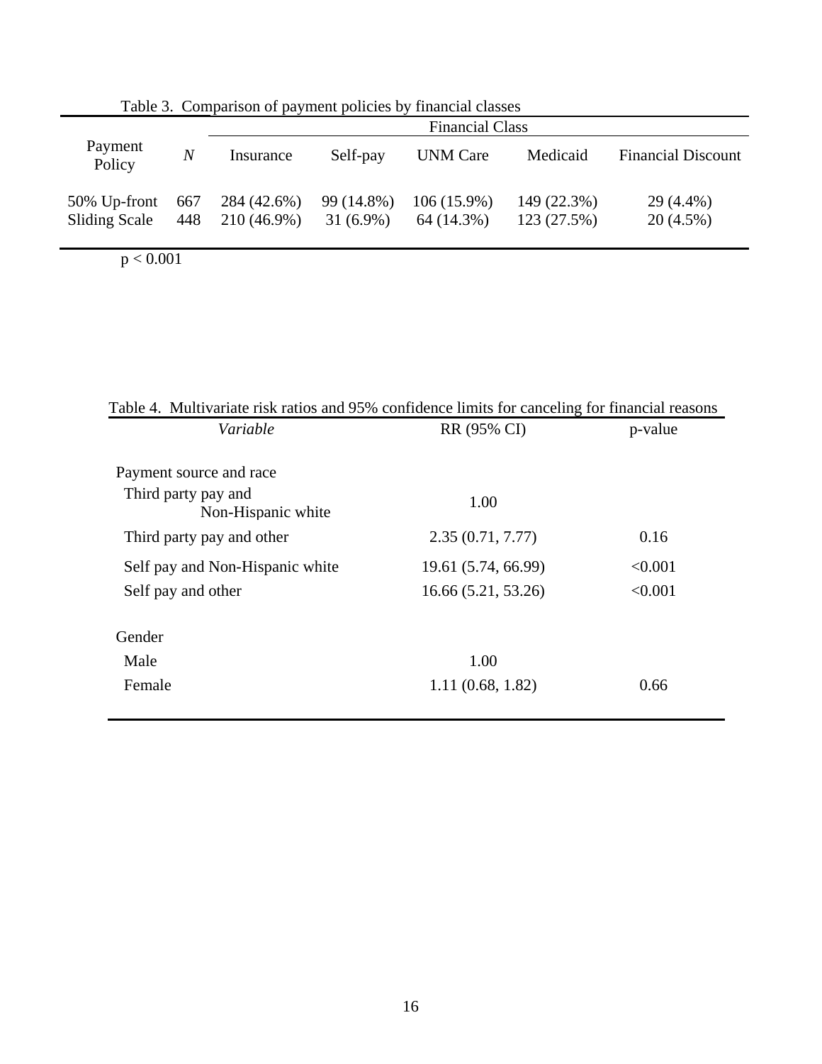Table 3. Comparison of payment policies by financial classes

| Payment Policy | $N$ | Financial Class | | | | |
|---|---|---|---|---|---|---|
| | | Insurance | Self-pay | UNM Care | Medicaid | Financial Discount |
| 50% Up-front | 667 | 284 (42.6%) | 99 (14.8%) | 106 (15.9%) | 149 (22.3%) | 29 (4.4%) |
| Sliding Scale | 448 | 210 (46.9%) | 31 (6.9%) | 64 (14.3%) | 123 (27.5%) | 20 (4.5%) |

$p < 0.001$

Table 4. Multivariate risk ratios and 95% confidence limits for canceling for financial reasons

| *Variable* | RR (95% CI) | p-value |
|---|---|---|
| Payment source and race | | |
| Third party pay and Non-Hispanic white | 1.00 | |
| Third party pay and other | 2.35 (0.71, 7.77) | 0.16 |
| Self pay and Non-Hispanic white | 19.61 (5.74, 66.99) | <0.001 |
| Self pay and other | 16.66 (5.21, 53.26) | <0.001 |
| Gender | | |
| Male | 1.00 | |
| Female | 1.11 (0.68, 1.82) | 0.66 |